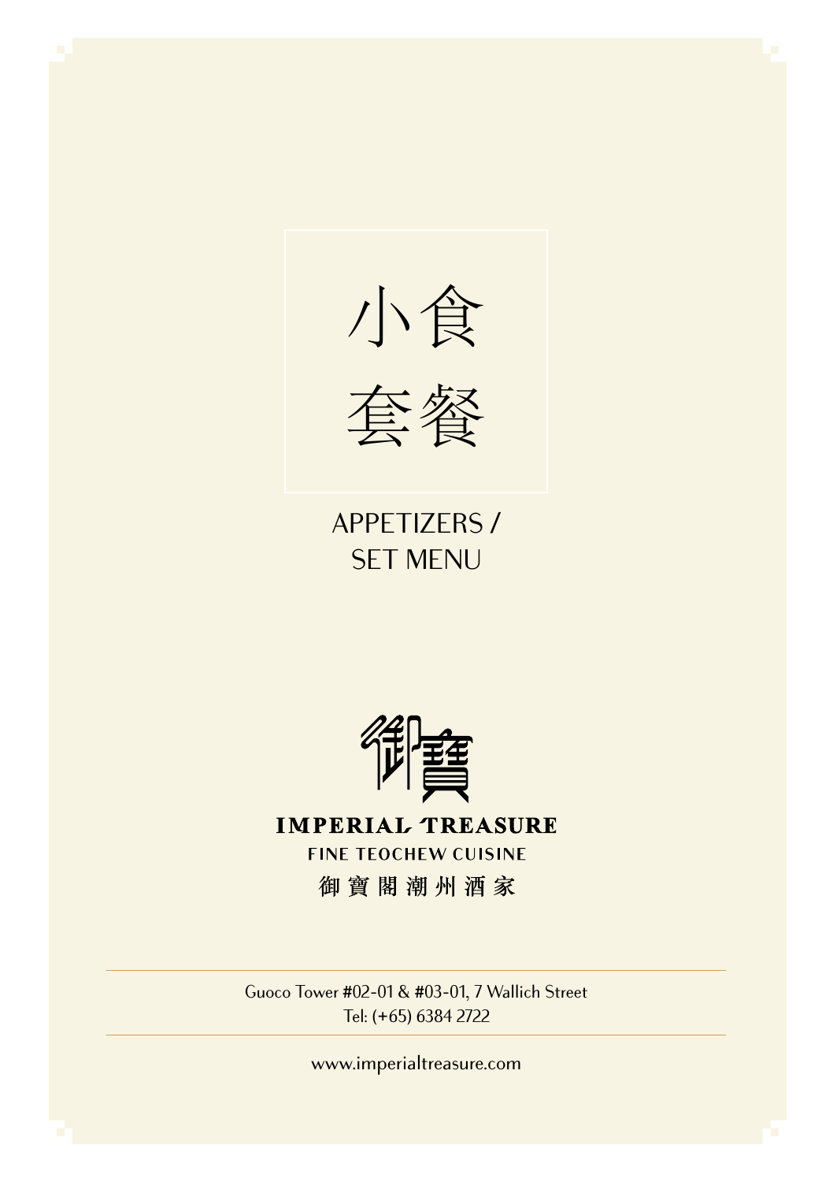# 小食
# 套餐

## APPETIZERS / SET MENU

御寶

**IMPERIAL TREASURE**

FINE TEOCHEW CUISINE

御寶閣潮州酒家

Guoco Tower #02-01 & #03-01, 7 Wallich Street
Tel: (+65) 6384 2722

www.imperialtreasure.com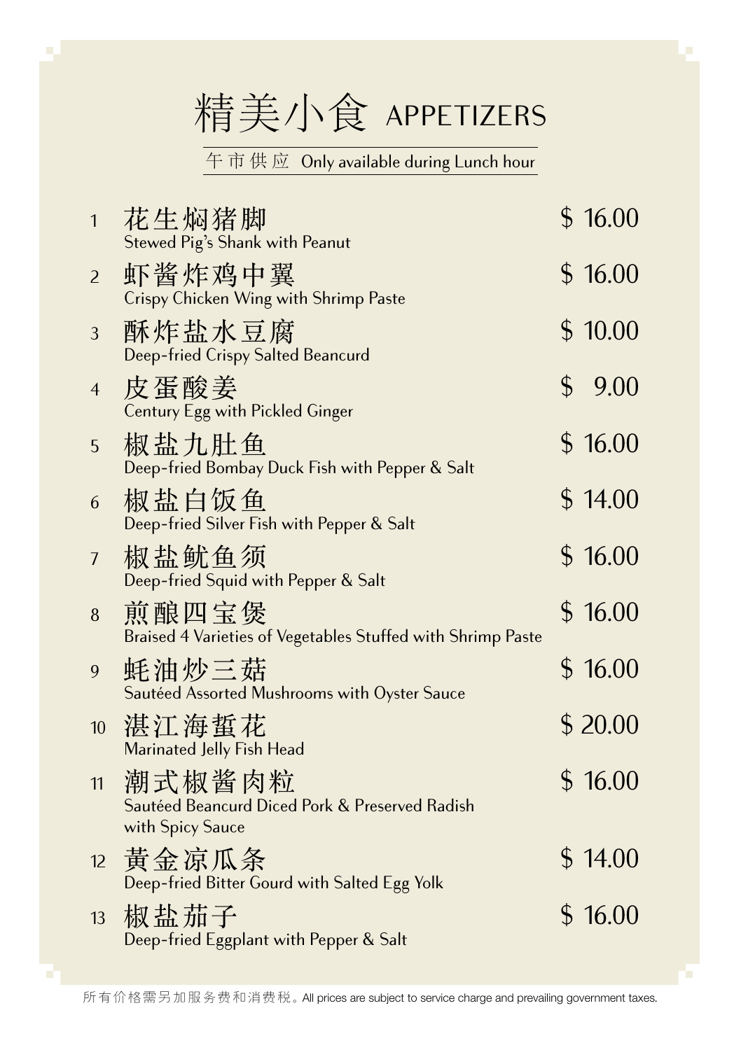# 精美小食 APPETIZERS

午市供应 Only available during Lunch hour

| No. | Item | Price |
|---|---|---|
| 1 | 花生焖猪脚<br>Stewed Pig's Shank with Peanut | $ 16.00 |
| 2 | 虾酱炸鸡中翼<br>Crispy Chicken Wing with Shrimp Paste | $ 16.00 |
| 3 | 酥炸盐水豆腐<br>Deep-fried Crispy Salted Beancurd | $ 10.00 |
| 4 | 皮蛋酸姜<br>Century Egg with Pickled Ginger | $ 9.00 |
| 5 | 椒盐九肚鱼<br>Deep-fried Bombay Duck Fish with Pepper & Salt | $ 16.00 |
| 6 | 椒盐白饭鱼<br>Deep-fried Silver Fish with Pepper & Salt | $ 14.00 |
| 7 | 椒盐鱿鱼须<br>Deep-fried Squid with Pepper & Salt | $ 16.00 |
| 8 | 煎酿四宝煲<br>Braised 4 Varieties of Vegetables Stuffed with Shrimp Paste | $ 16.00 |
| 9 | 蚝油炒三菇<br>Sautéed Assorted Mushrooms with Oyster Sauce | $ 16.00 |
| 10 | 湛江海蜇花<br>Marinated Jelly Fish Head | $ 20.00 |
| 11 | 潮式椒酱肉粒<br>Sautéed Beancurd Diced Pork & Preserved Radish with Spicy Sauce | $ 16.00 |
| 12 | 黄金凉瓜条<br>Deep-fried Bitter Gourd with Salted Egg Yolk | $ 14.00 |
| 13 | 椒盐茄子<br>Deep-fried Eggplant with Pepper & Salt | $ 16.00 |

所有价格需另加服务费和消费税。All prices are subject to service charge and prevailing government taxes.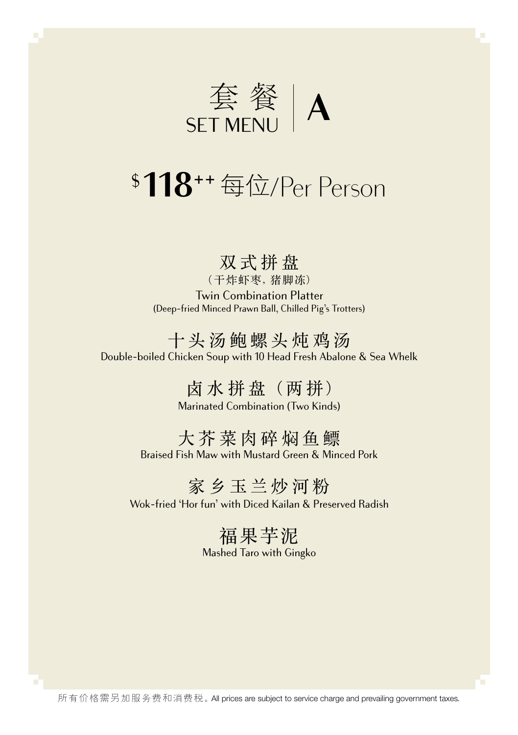# 套餐 SET MENU | A

## $118++ 每位/Per Person

**双式拼盘**
（干炸虾枣，猪脚冻）
Twin Combination Platter
(Deep-fried Minced Prawn Ball, Chilled Pig's Trotters)

**十头汤鲍螺头炖鸡汤**
Double-boiled Chicken Soup with 10 Head Fresh Abalone & Sea Whelk

**卤水拼盘（两拼）**
Marinated Combination (Two Kinds)

**大芥菜肉碎焖鱼鳔**
Braised Fish Maw with Mustard Green & Minced Pork

**家乡玉兰炒河粉**
Wok-fried 'Hor fun' with Diced Kailan & Preserved Radish

**福果芋泥**
Mashed Taro with Gingko

所有价格需另加服务费和消费税。All prices are subject to service charge and prevailing government taxes.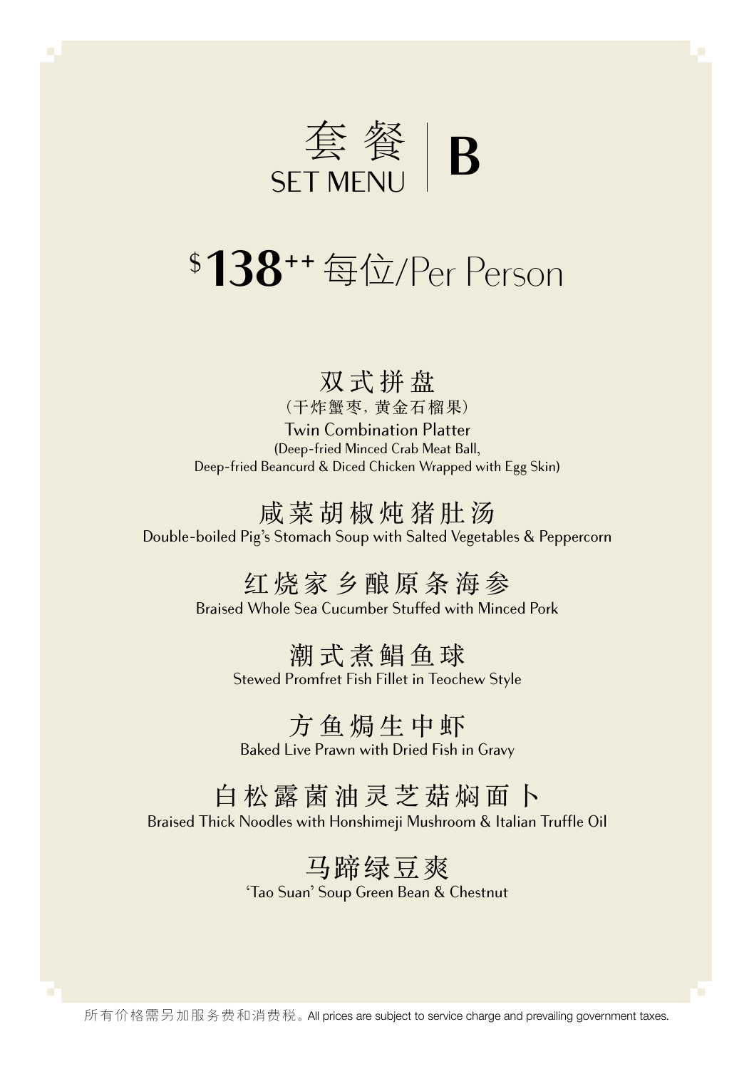# 套餐 SET MENU | B

## $138⁺⁺ 每位/Per Person

### 双式拼盘
（干炸蟹枣，黄金石榴果）

Twin Combination Platter

(Deep-fried Minced Crab Meat Ball,
Deep-fried Beancurd & Diced Chicken Wrapped with Egg Skin)

### 咸菜胡椒炖猪肚汤
Double-boiled Pig's Stomach Soup with Salted Vegetables & Peppercorn

### 红烧家乡酿原条海参
Braised Whole Sea Cucumber Stuffed with Minced Pork

### 潮式煮鲳鱼球
Stewed Promfret Fish Fillet in Teochew Style

### 方鱼焗生中虾
Baked Live Prawn with Dried Fish in Gravy

### 白松露菌油灵芝菇焖面卜
Braised Thick Noodles with Honshimeji Mushroom & Italian Truffle Oil

### 马蹄绿豆爽
'Tao Suan' Soup Green Bean & Chestnut

所有价格需另加服务费和消费税。All prices are subject to service charge and prevailing government taxes.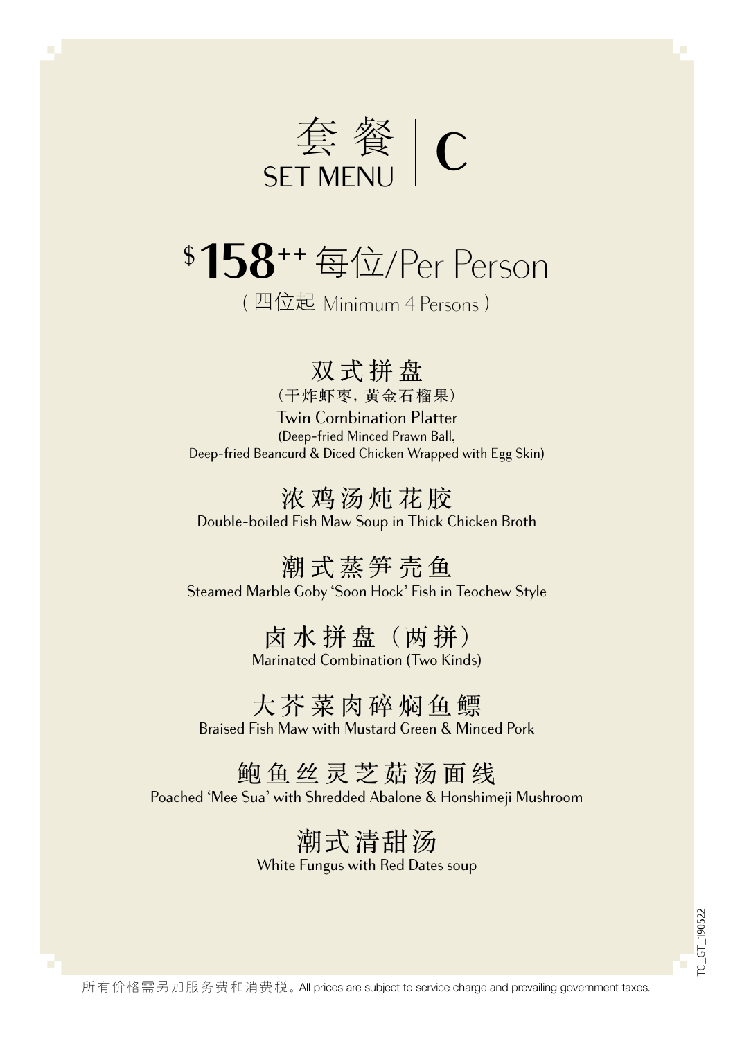# 套餐 SET MENU | C

## $158++ 每位/Per Person

（四位起 Minimum 4 Persons）

### 双式拼盘
（干炸虾枣，黄金石榴果）

Twin Combination Platter

(Deep-fried Minced Prawn Ball,
Deep-fried Beancurd & Diced Chicken Wrapped with Egg Skin)

### 浓鸡汤炖花胶
Double-boiled Fish Maw Soup in Thick Chicken Broth

### 潮式蒸笋壳鱼
Steamed Marble Goby 'Soon Hock' Fish in Teochew Style

### 卤水拼盘（两拼）
Marinated Combination (Two Kinds)

### 大芥菜肉碎焖鱼鳔
Braised Fish Maw with Mustard Green & Minced Pork

### 鲍鱼丝灵芝菇汤面线
Poached 'Mee Sua' with Shredded Abalone & Honshimeji Mushroom

### 潮式清甜汤
White Fungus with Red Dates soup

TC_GT_190522

所有价格需另加服务费和消费税。All prices are subject to service charge and prevailing government taxes.